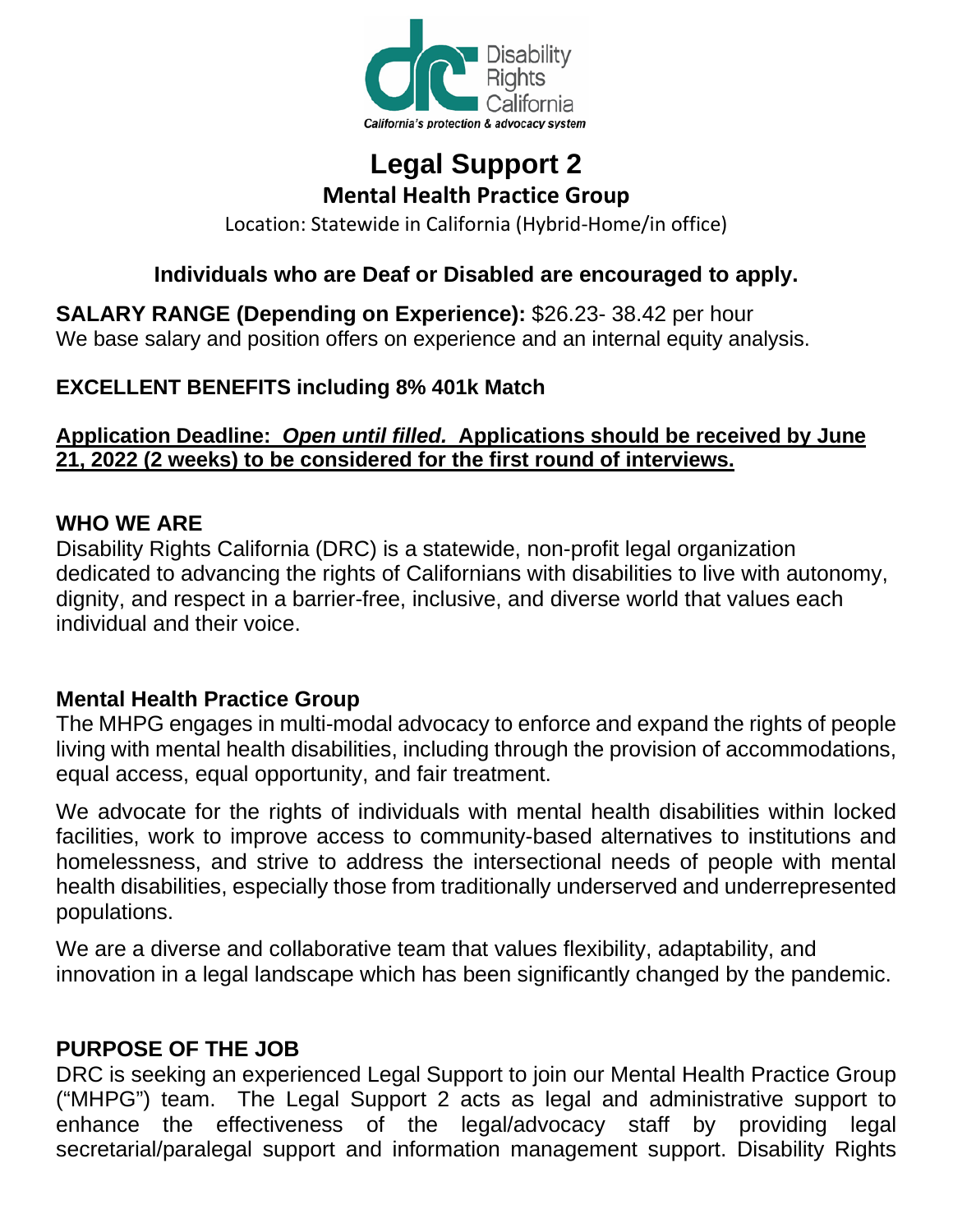Disability Rights California

*California's protection & advocacy system*

# Legal Support 2

## Mental Health Practice Group

Location: Statewide in California (Hybrid-Home/in office)

**Individuals who are Deaf or Disabled are encouraged to apply.**

**SALARY RANGE (Depending on Experience):** $26.23- 38.42 per hour
We base salary and position offers on experience and an internal equity analysis.

**EXCELLENT BENEFITS including 8% 401k Match**

<u>**Application Deadline: *Open until filled.* Applications should be received by June 21, 2022 (2 weeks) to be considered for the first round of interviews.**</u>

### WHO WE ARE

Disability Rights California (DRC) is a statewide, non-profit legal organization dedicated to advancing the rights of Californians with disabilities to live with autonomy, dignity, and respect in a barrier-free, inclusive, and diverse world that values each individual and their voice.

### Mental Health Practice Group

The MHPG engages in multi-modal advocacy to enforce and expand the rights of people living with mental health disabilities, including through the provision of accommodations, equal access, equal opportunity, and fair treatment.

We advocate for the rights of individuals with mental health disabilities within locked facilities, work to improve access to community-based alternatives to institutions and homelessness, and strive to address the intersectional needs of people with mental health disabilities, especially those from traditionally underserved and underrepresented populations.

We are a diverse and collaborative team that values flexibility, adaptability, and innovation in a legal landscape which has been significantly changed by the pandemic.

### PURPOSE OF THE JOB

DRC is seeking an experienced Legal Support to join our Mental Health Practice Group ("MHPG") team. The Legal Support 2 acts as legal and administrative support to enhance the effectiveness of the legal/advocacy staff by providing legal secretarial/paralegal support and information management support. Disability Rights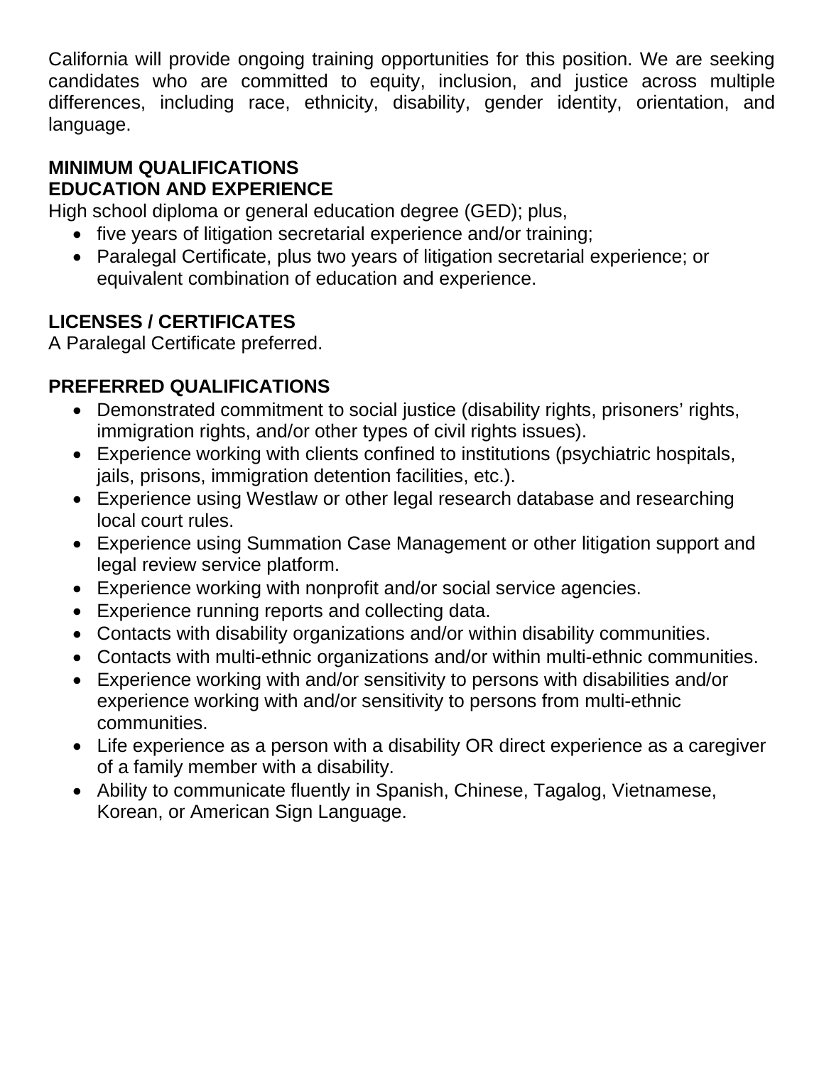California will provide ongoing training opportunities for this position. We are seeking candidates who are committed to equity, inclusion, and justice across multiple differences, including race, ethnicity, disability, gender identity, orientation, and language.

## MINIMUM QUALIFICATIONS

### EDUCATION AND EXPERIENCE

High school diploma or general education degree (GED); plus,

- five years of litigation secretarial experience and/or training;
- Paralegal Certificate, plus two years of litigation secretarial experience; or equivalent combination of education and experience.

## LICENSES / CERTIFICATES

A Paralegal Certificate preferred.

## PREFERRED QUALIFICATIONS

- Demonstrated commitment to social justice (disability rights, prisoners' rights, immigration rights, and/or other types of civil rights issues).
- Experience working with clients confined to institutions (psychiatric hospitals, jails, prisons, immigration detention facilities, etc.).
- Experience using Westlaw or other legal research database and researching local court rules.
- Experience using Summation Case Management or other litigation support and legal review service platform.
- Experience working with nonprofit and/or social service agencies.
- Experience running reports and collecting data.
- Contacts with disability organizations and/or within disability communities.
- Contacts with multi-ethnic organizations and/or within multi-ethnic communities.
- Experience working with and/or sensitivity to persons with disabilities and/or experience working with and/or sensitivity to persons from multi-ethnic communities.
- Life experience as a person with a disability OR direct experience as a caregiver of a family member with a disability.
- Ability to communicate fluently in Spanish, Chinese, Tagalog, Vietnamese, Korean, or American Sign Language.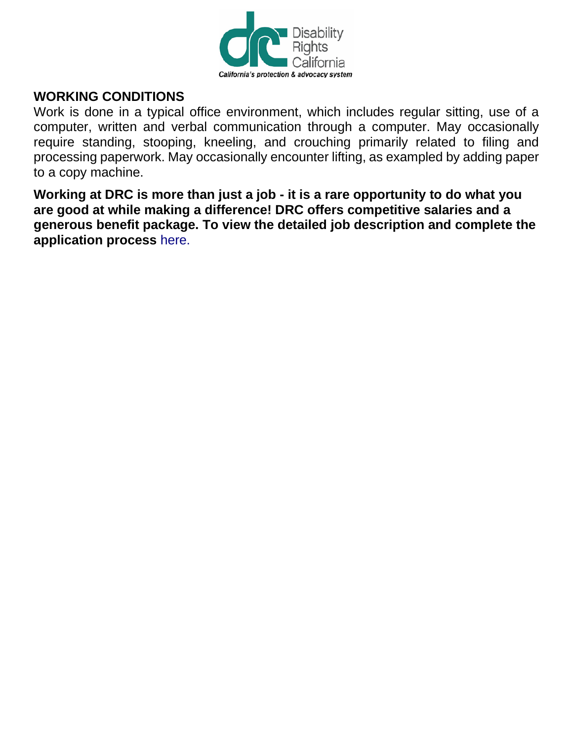## WORKING CONDITIONS

Work is done in a typical office environment, which includes regular sitting, use of a computer, written and verbal communication through a computer. May occasionally require standing, stooping, kneeling, and crouching primarily related to filing and processing paperwork. May occasionally encounter lifting, as exampled by adding paper to a copy machine.

**Working at DRC is more than just a job - it is a rare opportunity to do what you are good at while making a difference! DRC offers competitive salaries and a generous benefit package. To view the detailed job description and complete the application process** here.